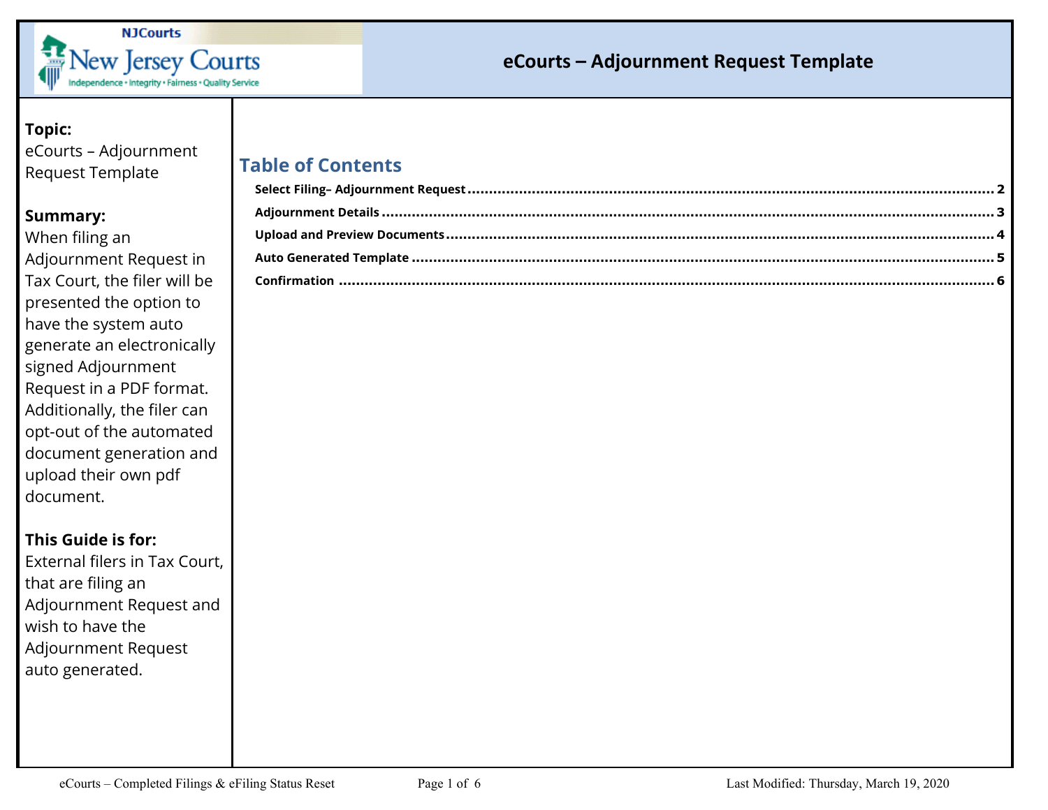NJCourts

New Jersey Courts

Independence • Integrity • Fairness • Quality Service

# eCourts – Adjournment Request Template

**Topic:**
eCourts – Adjournment Request Template

**Summary:**
When filing an Adjournment Request in Tax Court, the filer will be presented the option to have the system auto generate an electronically signed Adjournment Request in a PDF format. Additionally, the filer can opt-out of the automated document generation and upload their own pdf document.

**This Guide is for:**
External filers in Tax Court, that are filing an Adjournment Request and wish to have the Adjournment Request auto generated.

## Table of Contents

- **Select Filing– Adjournment Request** ........ 2
- **Adjournment Details** ........ 3
- **Upload and Preview Documents** ........ 4
- **Auto Generated Template** ........ 5
- **Confirmation** ........ 6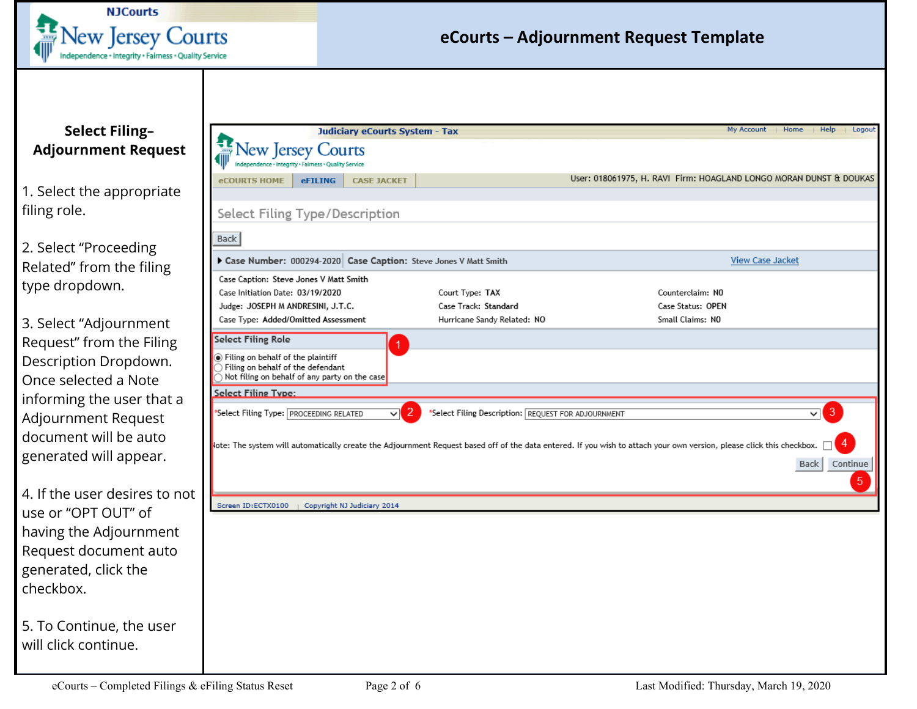# eCourts – Adjournment Request Template

## Select Filing– Adjournment Request

1. Select the appropriate filing role.

2. Select "Proceeding Related" from the filing type dropdown.

3. Select "Adjournment Request" from the Filing Description Dropdown. Once selected a Note informing the user that a Adjournment Request document will be auto generated will appear.

4. If the user desires to not use or "OPT OUT" of having the Adjournment Request document auto generated, click the checkbox.

5. To Continue, the user will click continue.

Judiciary eCourts System - Tax

My Account | Home | Help | Logout

eCOURTS HOME | eFILING | CASE JACKET

User: 018061975, H. RAVI Firm: HOAGLAND LONGO MORAN DUNST & DOUKAS

Select Filing Type/Description

Back

**Case Number:** 000294-2020 **Case Caption:** Steve Jones V Matt Smith — View Case Jacket

| | | |
|---|---|---|
| Case Caption: Steve Jones V Matt Smith | | |
| Case Initiation Date: 03/19/2020 | Court Type: TAX | Counterclaim: NO |
| Judge: JOSEPH M ANDRESINI, J.T.C. | Case Track: Standard | Case Status: OPEN |
| Case Type: Added/Omitted Assessment | Hurricane Sandy Related: NO | Small Claims: NO |

**Select Filing Role** (1)

- Filing on behalf of the plaintiff
- Filing on behalf of the defendant
- Not filing on behalf of any party on the case

**Select Filing Type:**

*Select Filing Type: PROCEEDING RELATED (2) *Select Filing Description: REQUEST FOR ADJOURNMENT (3)

Note: The system will automatically create the Adjournment Request based off of the data entered. If you wish to attach your own version, please click this checkbox. (4)

Back | Continue (5)

Screen ID:ECTX0100 | Copyright NJ Judiciary 2014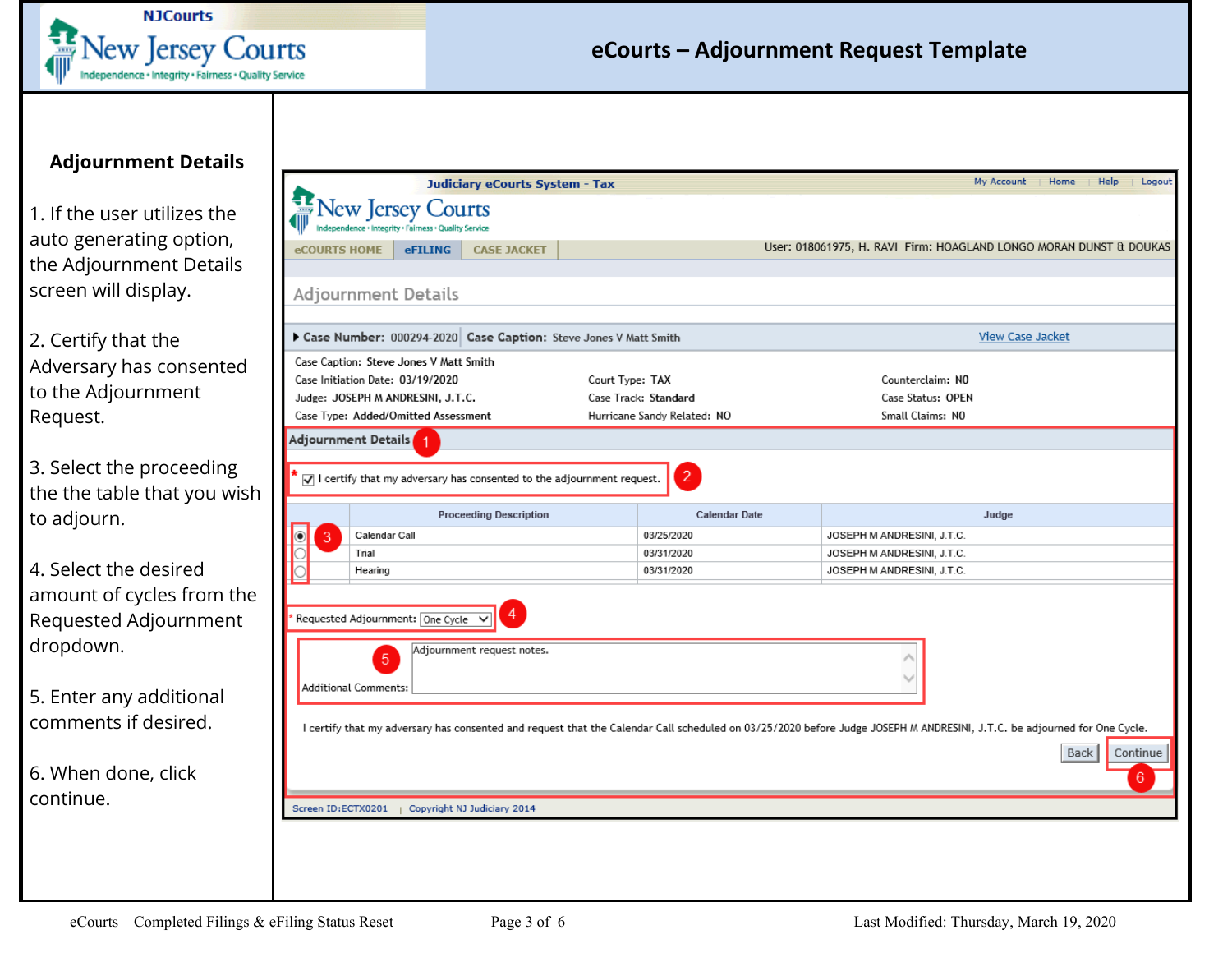# eCourts – Adjournment Request Template

## Adjournment Details

1. If the user utilizes the auto generating option, the Adjournment Details screen will display.

2. Certify that the Adversary has consented to the Adjournment Request.

3. Select the proceeding the the table that you wish to adjourn.

4. Select the desired amount of cycles from the Requested Adjournment dropdown.

5. Enter any additional comments if desired.

6. When done, click continue.

Judiciary eCourts System - Tax

My Account | Home | Help | Logout

eCOURTS HOME | eFILING | CASE JACKET

User: 018061975, H. RAVI Firm: HOAGLAND LONGO MORAN DUNST & DOUKAS

Adjournment Details

**Case Number:** 000294-2020 **Case Caption:** Steve Jones V Matt Smith — View Case Jacket

Case Caption: Steve Jones V Matt Smith
Case Initiation Date: 03/19/2020 — Court Type: TAX — Counterclaim: NO
Judge: JOSEPH M ANDRESINI, J.T.C. — Case Track: Standard — Case Status: OPEN
Case Type: Added/Omitted Assessment — Hurricane Sandy Related: NO — Small Claims: NO

**Adjournment Details** (1)

* ☑ I certify that my adversary has consented to the adjournment request. (2)

| (3) | Proceeding Description | Calendar Date | Judge |
|---|---|---|---|
| ◉ | Calendar Call | 03/25/2020 | JOSEPH M ANDRESINI, J.T.C. |
| ○ | Trial | 03/31/2020 | JOSEPH M ANDRESINI, J.T.C. |
| ○ | Hearing | 03/31/2020 | JOSEPH M ANDRESINI, J.T.C. |

* Requested Adjournment: One Cycle (4)

Additional Comments: Adjournment request notes. (5)

I certify that my adversary has consented and request that the Calendar Call scheduled on 03/25/2020 before Judge JOSEPH M ANDRESINI, J.T.C. be adjourned for One Cycle.

Back | Continue (6)

Screen ID:ECTX0201 | Copyright NJ Judiciary 2014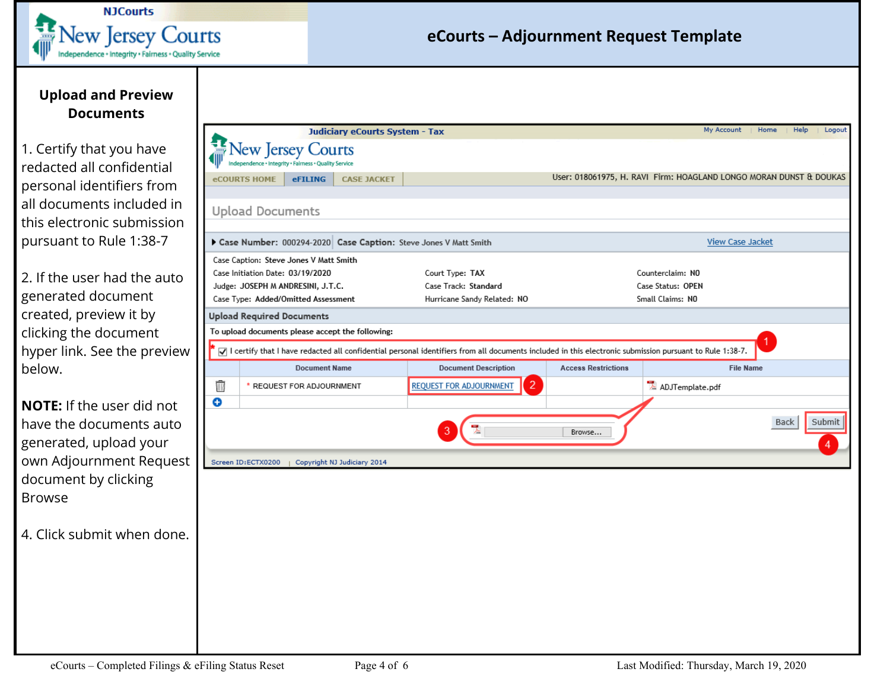# eCourts – Adjournment Request Template

## Upload and Preview Documents

1. Certify that you have redacted all confidential personal identifiers from all documents included in this electronic submission pursuant to Rule 1:38-7

2. If the user had the auto generated document created, preview it by clicking the document hyper link. See the preview below.

**NOTE:** If the user did not have the documents auto generated, upload your own Adjournment Request document by clicking Browse

4. Click submit when done.

Judiciary eCourts System - Tax

My Account | Home | Help | Logout

New Jersey Courts
Independence • Integrity • Fairness • Quality Service

eCOURTS HOME | eFILING | CASE JACKET

User: 018061975, H. RAVI Firm: HOAGLAND LONGO MORAN DUNST & DOUKAS

### Upload Documents

**Case Number:** 000294-2020 **Case Caption:** Steve Jones V Matt Smith — View Case Jacket

| | | |
|---|---|---|
| Case Caption: Steve Jones V Matt Smith | | |
| Case Initiation Date: 03/19/2020 | Court Type: TAX | Counterclaim: NO |
| Judge: JOSEPH M ANDRESINI, J.T.C. | Case Track: Standard | Case Status: OPEN |
| Case Type: Added/Omitted Assessment | Hurricane Sandy Related: NO | Small Claims: NO |

**Upload Required Documents**

To upload documents please accept the following:

* ☑ I certify that I have redacted all confidential personal identifiers from all documents included in this electronic submission pursuant to Rule 1:38-7. (1)

| | Document Name | Document Description | Access Restrictions | File Name |
|---|---|---|---|---|
| 🗑 | * REQUEST FOR ADJOURNMENT | REQUEST FOR ADJOURNMENT (2) | | ADJTemplate.pdf |
| ⊕ | | | | |

(3) Browse...

Back | Submit (4)

Screen ID:ECTX0200 | Copyright NJ Judiciary 2014

eCourts – Completed Filings & eFiling Status Reset — Last Modified: Thursday, March 19, 2020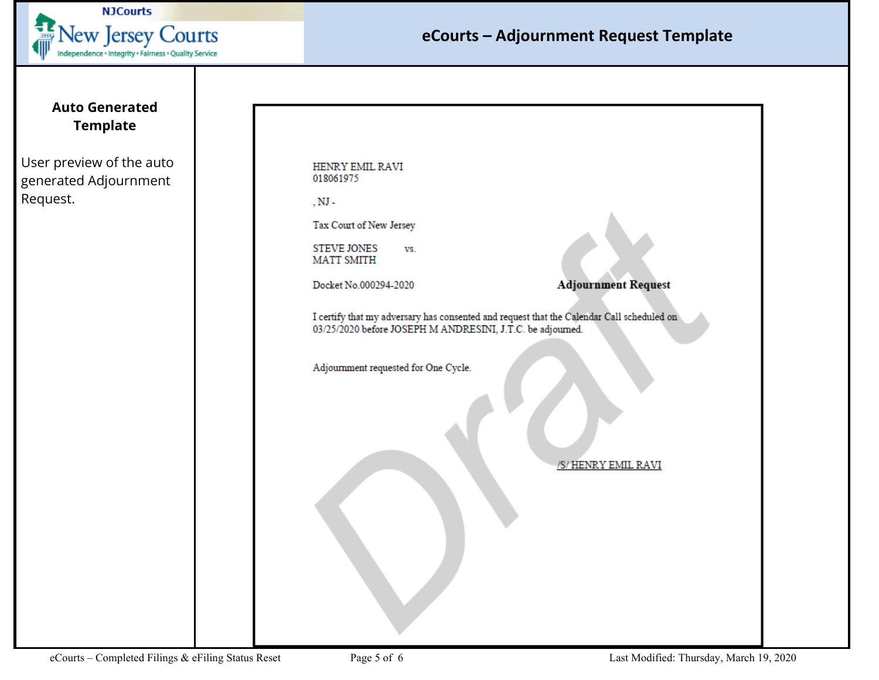**eCourts – Adjournment Request Template**

| **Auto Generated Template** | |
|---|---|
| User preview of the auto generated Adjournment Request. | HENRY EMIL RAVI<br>018061975<br><br>, NJ -<br><br>Tax Court of New Jersey<br><br>STEVE JONES vs.<br>MATT SMITH<br><br>Docket No.000294-2020 **Adjournment Request**<br><br>I certify that my adversary has consented and request that the Calendar Call scheduled on 03/25/2020 before JOSEPH M ANDRESINI, J.T.C. be adjourned.<br><br>Adjournment requested for One Cycle.<br><br>/S/ HENRY EMIL RAVI<br><br>Draft |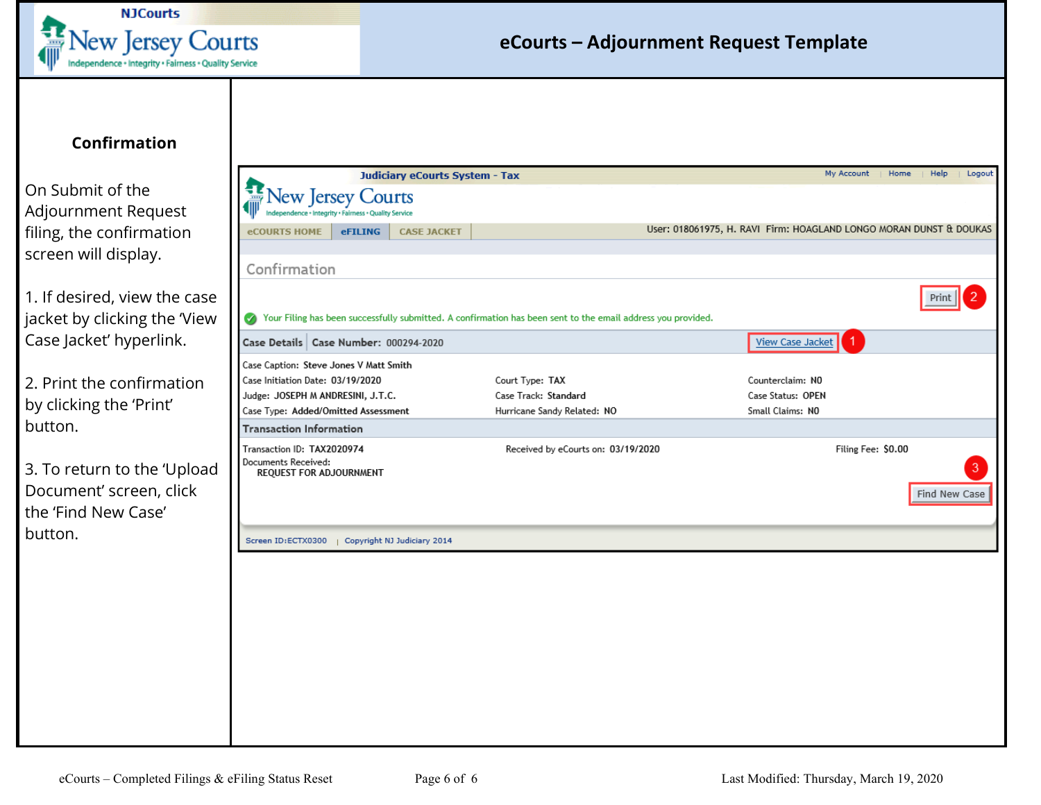# eCourts – Adjournment Request Template

## Confirmation

On Submit of the Adjournment Request filing, the confirmation screen will display.

1. If desired, view the case jacket by clicking the 'View Case Jacket' hyperlink.

2. Print the confirmation by clicking the 'Print' button.

3. To return to the 'Upload Document' screen, click the 'Find New Case' button.

Judiciary eCourts System - Tax

My Account | Home | Help | Logout

eCOURTS HOME | eFILING | CASE JACKET

User: 018061975, H. RAVI Firm: HOAGLAND LONGO MORAN DUNST & DOUKAS

Confirmation

Print (2)

Your Filing has been successfully submitted. A confirmation has been sent to the email address you provided.

**Case Details** | **Case Number:** 000294-2020 — View Case Jacket (1)

| | | |
|---|---|---|
| Case Caption: Steve Jones V Matt Smith | | |
| Case Initiation Date: 03/19/2020 | Court Type: TAX | Counterclaim: NO |
| Judge: JOSEPH M ANDRESINI, J.T.C. | Case Track: Standard | Case Status: OPEN |
| Case Type: Added/Omitted Assessment | Hurricane Sandy Related: NO | Small Claims: NO |

**Transaction Information**

| | | |
|---|---|---|
| Transaction ID: TAX2020974 | Received by eCourts on: 03/19/2020 | Filing Fee: $0.00 |

Documents Received:
REQUEST FOR ADJOURNMENT

Find New Case (3)

Screen ID:ECTX0300 | Copyright NJ Judiciary 2014

eCourts – Completed Filings & eFiling Status Reset

Last Modified: Thursday, March 19, 2020